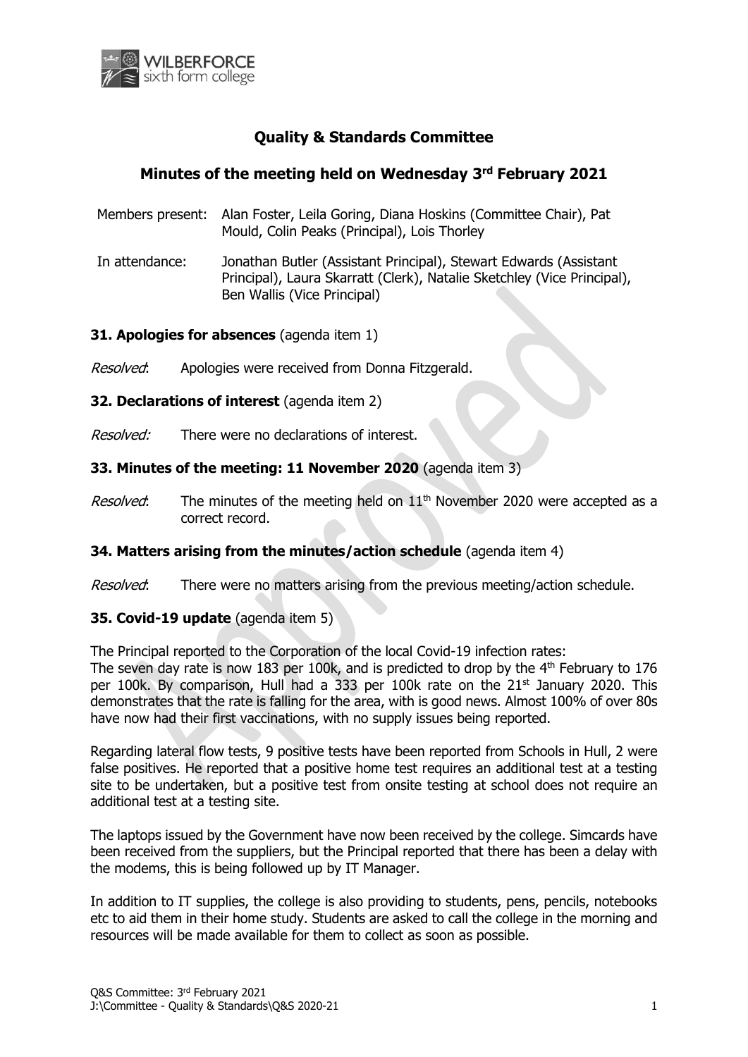# Quality & Standards Committee

## Minutes of the meeting held on Wednesday 3rd February 2021

Members present: Alan Foster, Leila Goring, Diana Hoskins (Committee Chair), Pat Mould, Colin Peaks (Principal), Lois Thorley

In attendance: Jonathan Butler (Assistant Principal), Stewart Edwards (Assistant Principal), Laura Skarratt (Clerk), Natalie Sketchley (Vice Principal), Ben Wallis (Vice Principal)

**31. Apologies for absences** (agenda item 1)

*Resolved*: Apologies were received from Donna Fitzgerald.

**32. Declarations of interest** (agenda item 2)

*Resolved:* There were no declarations of interest.

**33. Minutes of the meeting: 11 November 2020** (agenda item 3)

*Resolved*: The minutes of the meeting held on 11th November 2020 were accepted as a correct record.

**34. Matters arising from the minutes/action schedule** (agenda item 4)

*Resolved*: There were no matters arising from the previous meeting/action schedule.

**35. Covid-19 update** (agenda item 5)

The Principal reported to the Corporation of the local Covid-19 infection rates:
The seven day rate is now 183 per 100k, and is predicted to drop by the 4th February to 176 per 100k. By comparison, Hull had a 333 per 100k rate on the 21st January 2020. This demonstrates that the rate is falling for the area, with is good news. Almost 100% of over 80s have now had their first vaccinations, with no supply issues being reported.

Regarding lateral flow tests, 9 positive tests have been reported from Schools in Hull, 2 were false positives. He reported that a positive home test requires an additional test at a testing site to be undertaken, but a positive test from onsite testing at school does not require an additional test at a testing site.

The laptops issued by the Government have now been received by the college. Simcards have been received from the suppliers, but the Principal reported that there has been a delay with the modems, this is being followed up by IT Manager.

In addition to IT supplies, the college is also providing to students, pens, pencils, notebooks etc to aid them in their home study. Students are asked to call the college in the morning and resources will be made available for them to collect as soon as possible.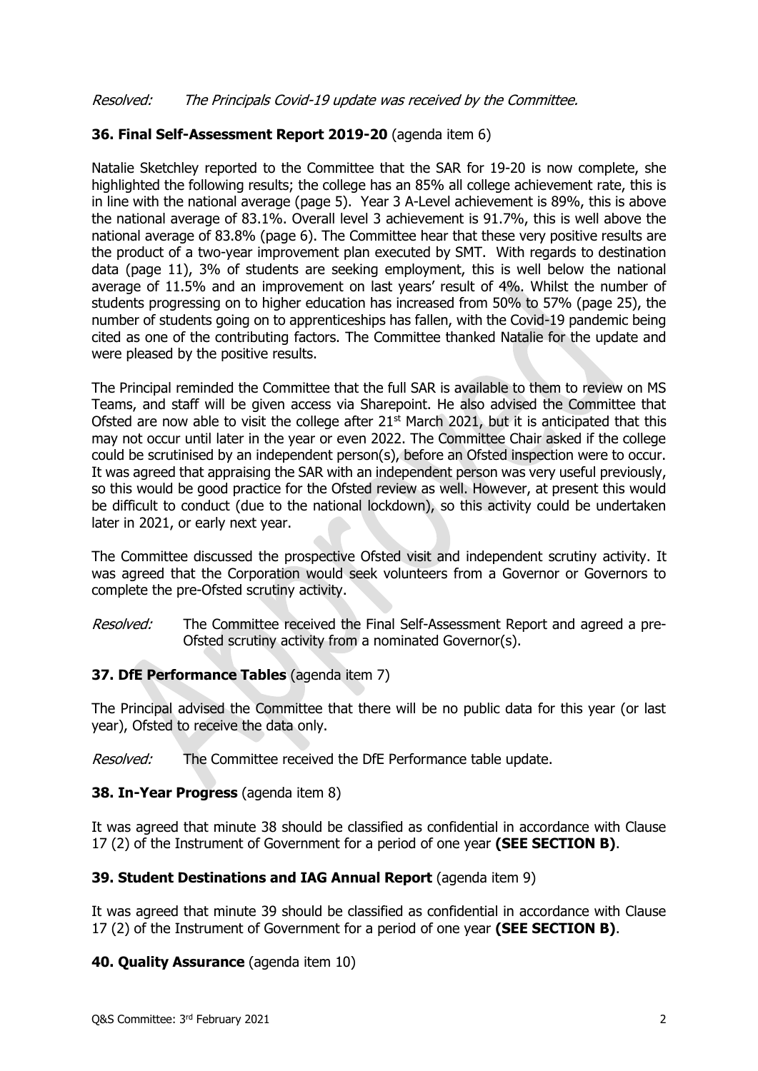*Resolved:* *The Principals Covid-19 update was received by the Committee.*

**36. Final Self-Assessment Report 2019-20** (agenda item 6)

Natalie Sketchley reported to the Committee that the SAR for 19-20 is now complete, she highlighted the following results; the college has an 85% all college achievement rate, this is in line with the national average (page 5). Year 3 A-Level achievement is 89%, this is above the national average of 83.1%. Overall level 3 achievement is 91.7%, this is well above the national average of 83.8% (page 6). The Committee hear that these very positive results are the product of a two-year improvement plan executed by SMT. With regards to destination data (page 11), 3% of students are seeking employment, this is well below the national average of 11.5% and an improvement on last years' result of 4%. Whilst the number of students progressing on to higher education has increased from 50% to 57% (page 25), the number of students going on to apprenticeships has fallen, with the Covid-19 pandemic being cited as one of the contributing factors. The Committee thanked Natalie for the update and were pleased by the positive results.

The Principal reminded the Committee that the full SAR is available to them to review on MS Teams, and staff will be given access via Sharepoint. He also advised the Committee that Ofsted are now able to visit the college after 21st March 2021, but it is anticipated that this may not occur until later in the year or even 2022. The Committee Chair asked if the college could be scrutinised by an independent person(s), before an Ofsted inspection were to occur. It was agreed that appraising the SAR with an independent person was very useful previously, so this would be good practice for the Ofsted review as well. However, at present this would be difficult to conduct (due to the national lockdown), so this activity could be undertaken later in 2021, or early next year.

The Committee discussed the prospective Ofsted visit and independent scrutiny activity. It was agreed that the Corporation would seek volunteers from a Governor or Governors to complete the pre-Ofsted scrutiny activity.

*Resolved:* The Committee received the Final Self-Assessment Report and agreed a pre-Ofsted scrutiny activity from a nominated Governor(s).

**37. DfE Performance Tables** (agenda item 7)

The Principal advised the Committee that there will be no public data for this year (or last year), Ofsted to receive the data only.

*Resolved:* The Committee received the DfE Performance table update.

**38. In-Year Progress** (agenda item 8)

It was agreed that minute 38 should be classified as confidential in accordance with Clause 17 (2) of the Instrument of Government for a period of one year **(SEE SECTION B)**.

**39. Student Destinations and IAG Annual Report** (agenda item 9)

It was agreed that minute 39 should be classified as confidential in accordance with Clause 17 (2) of the Instrument of Government for a period of one year **(SEE SECTION B)**.

**40. Quality Assurance** (agenda item 10)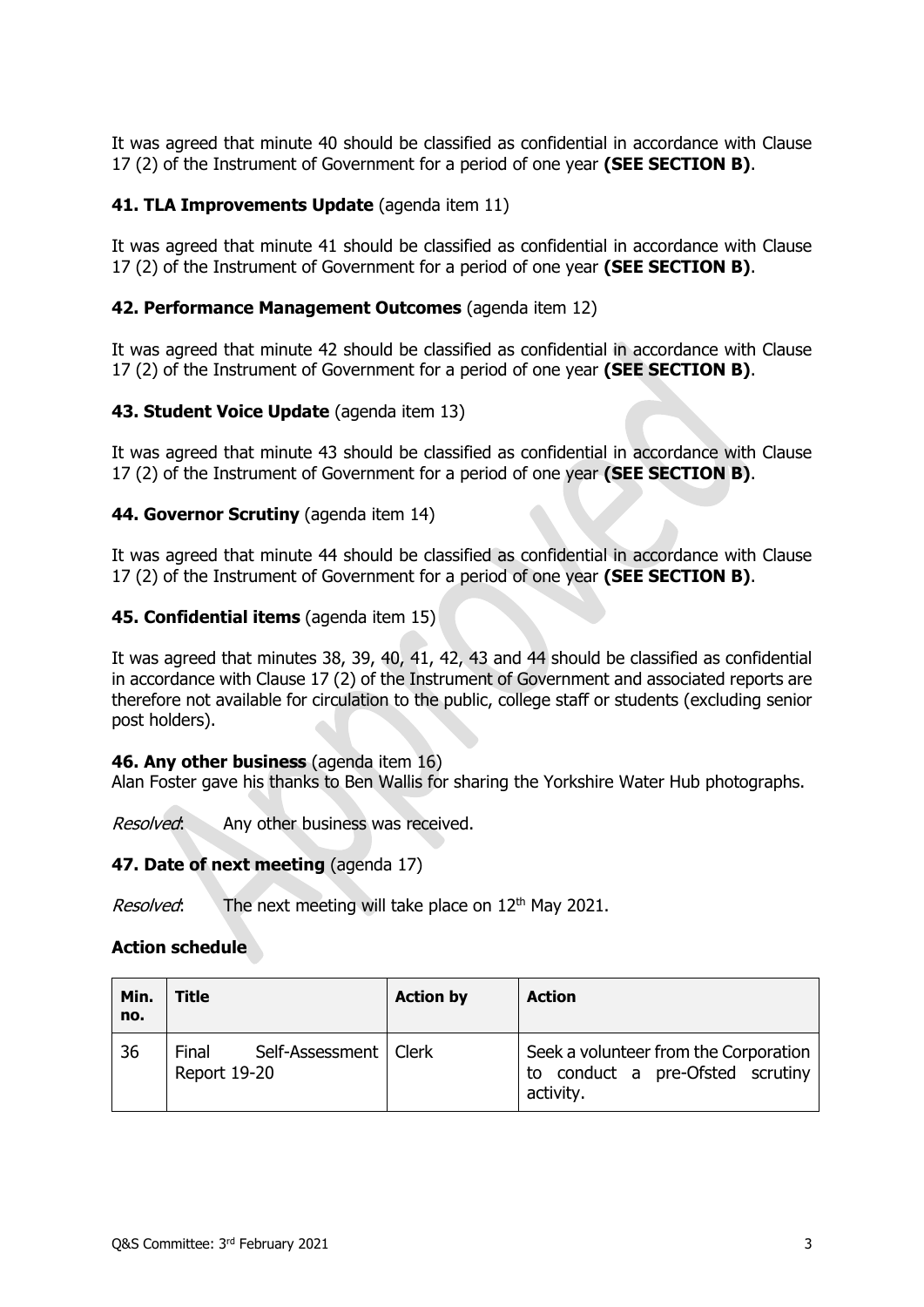It was agreed that minute 40 should be classified as confidential in accordance with Clause 17 (2) of the Instrument of Government for a period of one year **(SEE SECTION B)**.

**41. TLA Improvements Update** (agenda item 11)

It was agreed that minute 41 should be classified as confidential in accordance with Clause 17 (2) of the Instrument of Government for a period of one year **(SEE SECTION B)**.

**42. Performance Management Outcomes** (agenda item 12)

It was agreed that minute 42 should be classified as confidential in accordance with Clause 17 (2) of the Instrument of Government for a period of one year **(SEE SECTION B)**.

**43. Student Voice Update** (agenda item 13)

It was agreed that minute 43 should be classified as confidential in accordance with Clause 17 (2) of the Instrument of Government for a period of one year **(SEE SECTION B)**.

**44. Governor Scrutiny** (agenda item 14)

It was agreed that minute 44 should be classified as confidential in accordance with Clause 17 (2) of the Instrument of Government for a period of one year **(SEE SECTION B)**.

**45. Confidential items** (agenda item 15)

It was agreed that minutes 38, 39, 40, 41, 42, 43 and 44 should be classified as confidential in accordance with Clause 17 (2) of the Instrument of Government and associated reports are therefore not available for circulation to the public, college staff or students (excluding senior post holders).

**46. Any other business** (agenda item 16)
Alan Foster gave his thanks to Ben Wallis for sharing the Yorkshire Water Hub photographs.

*Resolved*: Any other business was received.

**47. Date of next meeting** (agenda 17)

*Resolved*: The next meeting will take place on 12th May 2021.

**Action schedule**

| Min. no. | Title | Action by | Action |
|---|---|---|---|
| 36 | Final Self-Assessment Report 19-20 | Clerk | Seek a volunteer from the Corporation to conduct a pre-Ofsted scrutiny activity. |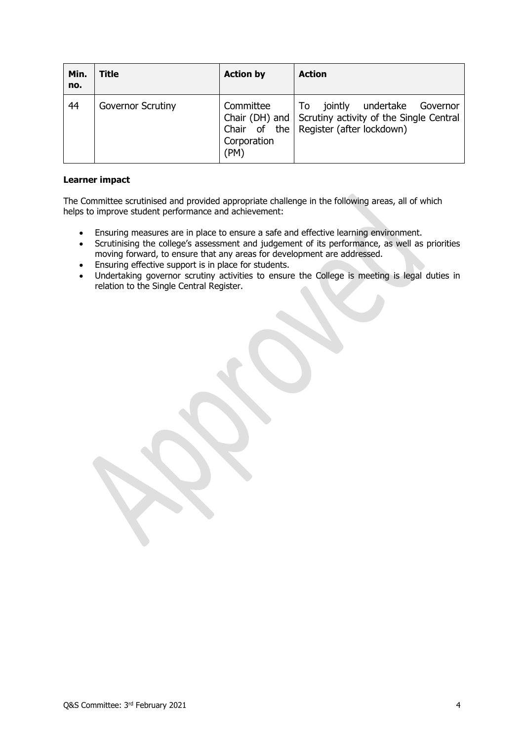| Min. no. | Title | Action by | Action |
|---|---|---|---|
| 44 | Governor Scrutiny | Committee Chair (DH) and Chair of the Corporation (PM) | To jointly undertake Governor Scrutiny activity of the Single Central Register (after lockdown) |

**Learner impact**

The Committee scrutinised and provided appropriate challenge in the following areas, all of which helps to improve student performance and achievement:

- Ensuring measures are in place to ensure a safe and effective learning environment.
- Scrutinising the college's assessment and judgement of its performance, as well as priorities moving forward, to ensure that any areas for development are addressed.
- Ensuring effective support is in place for students.
- Undertaking governor scrutiny activities to ensure the College is meeting is legal duties in relation to the Single Central Register.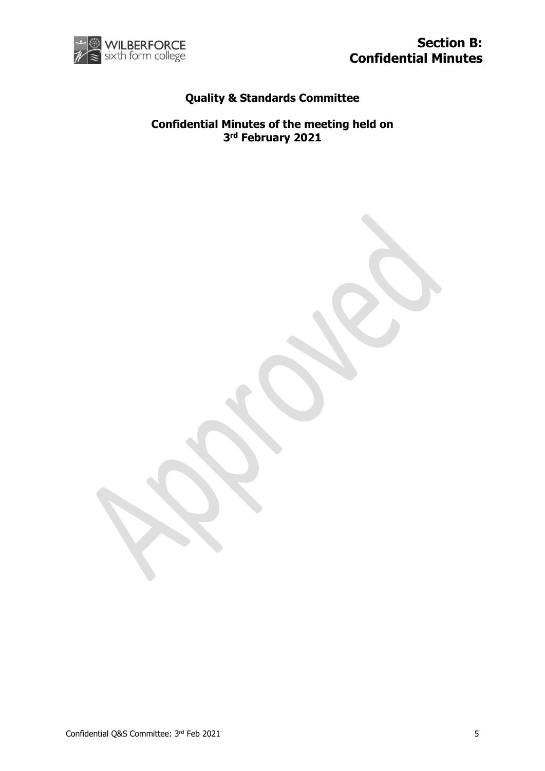**Section B: Confidential Minutes**

## Quality & Standards Committee

## Confidential Minutes of the meeting held on 3rd February 2021

Approved